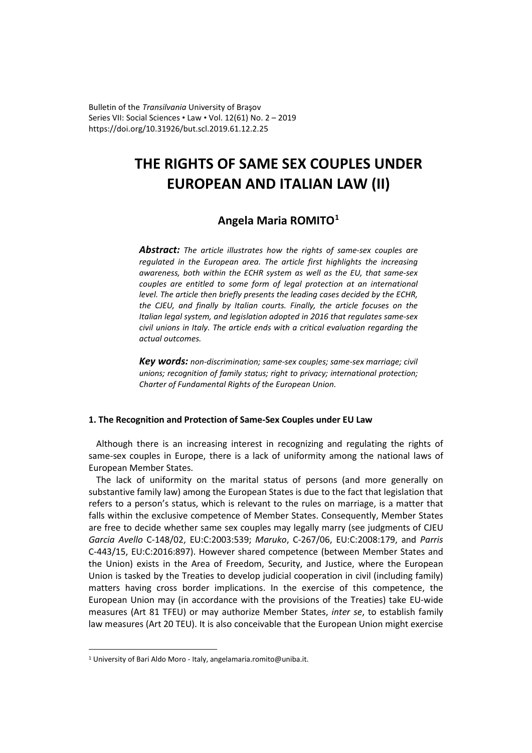Bulletin of the *Transilvania* University of Braşov
Series VII: Social Sciences • Law • Vol. 12(61) No. 2 – 2019
https://doi.org/10.31926/but.scl.2019.61.12.2.25

# THE RIGHTS OF SAME SEX COUPLES UNDER EUROPEAN AND ITALIAN LAW (II)

## Angela Maria ROMITO[1]

***Abstract:*** *The article illustrates how the rights of same-sex couples are regulated in the European area. The article first highlights the increasing awareness, both within the ECHR system as well as the EU, that same-sex couples are entitled to some form of legal protection at an international level. The article then briefly presents the leading cases decided by the ECHR, the CJEU, and finally by Italian courts. Finally, the article focuses on the Italian legal system, and legislation adopted in 2016 that regulates same-sex civil unions in Italy. The article ends with a critical evaluation regarding the actual outcomes.*

***Key words:*** *non-discrimination; same-sex couples; same-sex marriage; civil unions; recognition of family status; right to privacy; international protection; Charter of Fundamental Rights of the European Union.*

### 1. The Recognition and Protection of Same-Sex Couples under EU Law

Although there is an increasing interest in recognizing and regulating the rights of same-sex couples in Europe, there is a lack of uniformity among the national laws of European Member States.

The lack of uniformity on the marital status of persons (and more generally on substantive family law) among the European States is due to the fact that legislation that refers to a person's status, which is relevant to the rules on marriage, is a matter that falls within the exclusive competence of Member States. Consequently, Member States are free to decide whether same sex couples may legally marry (see judgments of CJEU *Garcia Avello* C-148/02, EU:C:2003:539; *Maruko*, C-267/06, EU:C:2008:179, and *Parris* C-443/15, EU:C:2016:897). However shared competence (between Member States and the Union) exists in the Area of Freedom, Security, and Justice, where the European Union is tasked by the Treaties to develop judicial cooperation in civil (including family) matters having cross border implications. In the exercise of this competence, the European Union may (in accordance with the provisions of the Treaties) take EU-wide measures (Art 81 TFEU) or may authorize Member States, *inter se*, to establish family law measures (Art 20 TEU). It is also conceivable that the European Union might exercise

[1] University of Bari Aldo Moro - Italy, angelamaria.romito@uniba.it.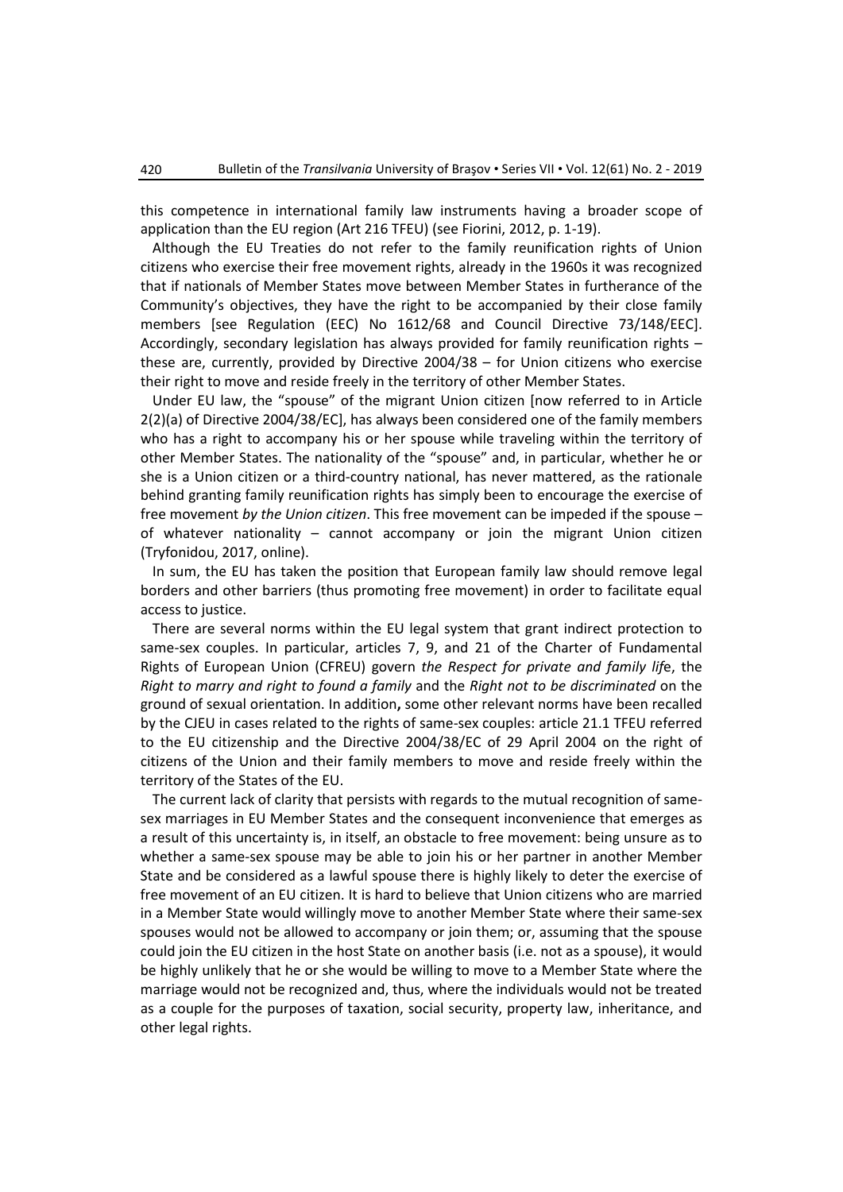this competence in international family law instruments having a broader scope of application than the EU region (Art 216 TFEU) (see Fiorini, 2012, p. 1-19).

Although the EU Treaties do not refer to the family reunification rights of Union citizens who exercise their free movement rights, already in the 1960s it was recognized that if nationals of Member States move between Member States in furtherance of the Community's objectives, they have the right to be accompanied by their close family members [see Regulation (EEC) No 1612/68 and Council Directive 73/148/EEC]. Accordingly, secondary legislation has always provided for family reunification rights – these are, currently, provided by Directive 2004/38 – for Union citizens who exercise their right to move and reside freely in the territory of other Member States.

Under EU law, the "spouse" of the migrant Union citizen [now referred to in Article 2(2)(a) of Directive 2004/38/EC], has always been considered one of the family members who has a right to accompany his or her spouse while traveling within the territory of other Member States. The nationality of the "spouse" and, in particular, whether he or she is a Union citizen or a third-country national, has never mattered, as the rationale behind granting family reunification rights has simply been to encourage the exercise of free movement *by the Union citizen*. This free movement can be impeded if the spouse – of whatever nationality – cannot accompany or join the migrant Union citizen (Tryfonidou, 2017, online).

In sum, the EU has taken the position that European family law should remove legal borders and other barriers (thus promoting free movement) in order to facilitate equal access to justice.

There are several norms within the EU legal system that grant indirect protection to same-sex couples. In particular, articles 7, 9, and 21 of the Charter of Fundamental Rights of European Union (CFREU) govern *the Respect for private and family lif*e, the *Right to marry and right to found a family* and the *Right not to be discriminated* on the ground of sexual orientation. In addition**,** some other relevant norms have been recalled by the CJEU in cases related to the rights of same-sex couples: article 21.1 TFEU referred to the EU citizenship and the Directive 2004/38/EC of 29 April 2004 on the right of citizens of the Union and their family members to move and reside freely within the territory of the States of the EU.

The current lack of clarity that persists with regards to the mutual recognition of same-sex marriages in EU Member States and the consequent inconvenience that emerges as a result of this uncertainty is, in itself, an obstacle to free movement: being unsure as to whether a same-sex spouse may be able to join his or her partner in another Member State and be considered as a lawful spouse there is highly likely to deter the exercise of free movement of an EU citizen. It is hard to believe that Union citizens who are married in a Member State would willingly move to another Member State where their same-sex spouses would not be allowed to accompany or join them; or, assuming that the spouse could join the EU citizen in the host State on another basis (i.e. not as a spouse), it would be highly unlikely that he or she would be willing to move to a Member State where the marriage would not be recognized and, thus, where the individuals would not be treated as a couple for the purposes of taxation, social security, property law, inheritance, and other legal rights.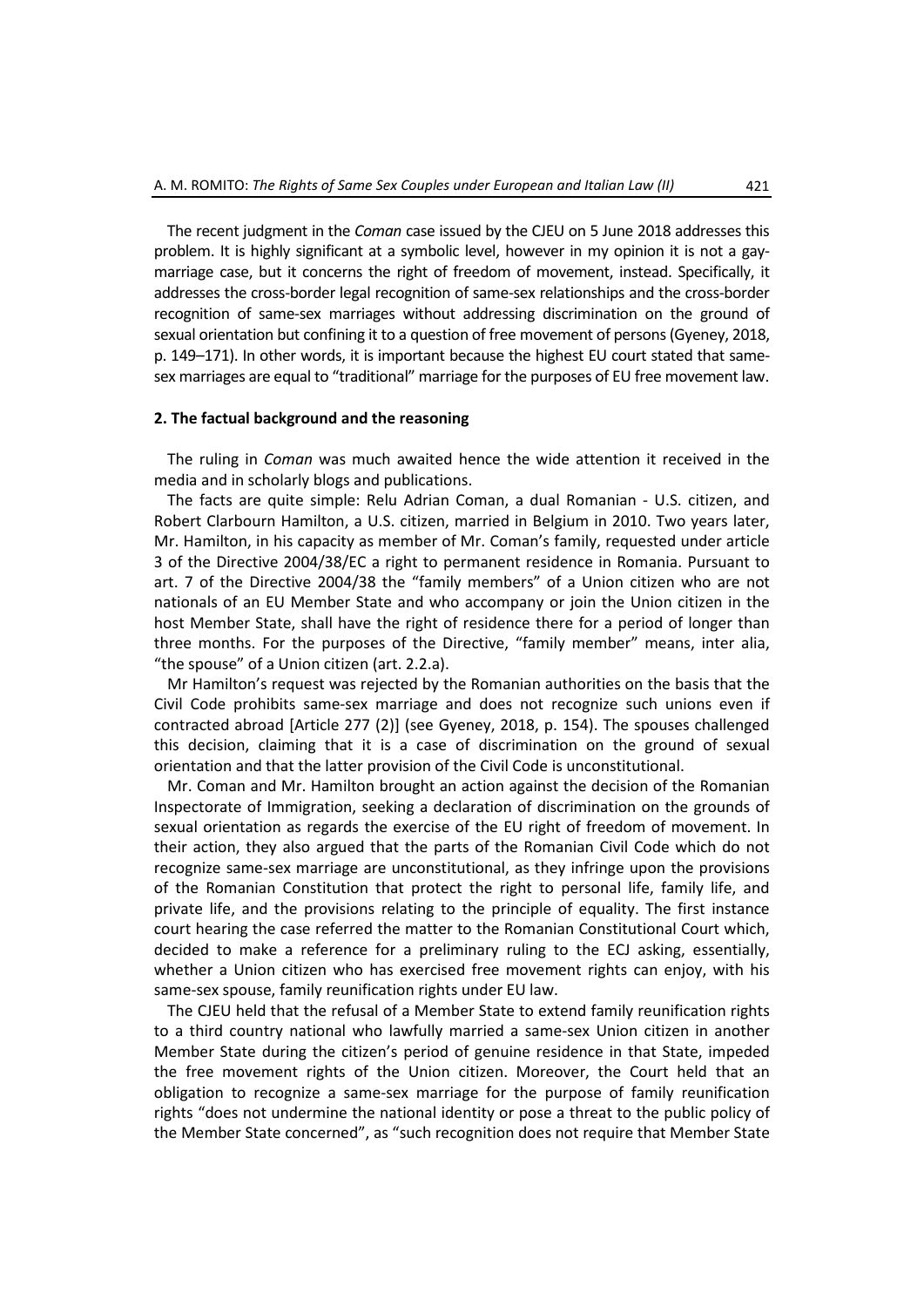The recent judgment in the *Coman* case issued by the CJEU on 5 June 2018 addresses this problem. It is highly significant at a symbolic level, however in my opinion it is not a gay-marriage case, but it concerns the right of freedom of movement, instead. Specifically, it addresses the cross-border legal recognition of same-sex relationships and the cross-border recognition of same-sex marriages without addressing discrimination on the ground of sexual orientation but confining it to a question of free movement of persons (Gyeney, 2018, p. 149–171). In other words, it is important because the highest EU court stated that same-sex marriages are equal to "traditional" marriage for the purposes of EU free movement law.

## 2. The factual background and the reasoning

The ruling in *Coman* was much awaited hence the wide attention it received in the media and in scholarly blogs and publications.

The facts are quite simple: Relu Adrian Coman, a dual Romanian - U.S. citizen, and Robert Clarbourn Hamilton, a U.S. citizen, married in Belgium in 2010. Two years later, Mr. Hamilton, in his capacity as member of Mr. Coman's family, requested under article 3 of the Directive 2004/38/EC a right to permanent residence in Romania. Pursuant to art. 7 of the Directive 2004/38 the "family members" of a Union citizen who are not nationals of an EU Member State and who accompany or join the Union citizen in the host Member State, shall have the right of residence there for a period of longer than three months. For the purposes of the Directive, "family member" means, inter alia, "the spouse" of a Union citizen (art. 2.2.a).

Mr Hamilton's request was rejected by the Romanian authorities on the basis that the Civil Code prohibits same-sex marriage and does not recognize such unions even if contracted abroad [Article 277 (2)] (see Gyeney, 2018, p. 154). The spouses challenged this decision, claiming that it is a case of discrimination on the ground of sexual orientation and that the latter provision of the Civil Code is unconstitutional.

Mr. Coman and Mr. Hamilton brought an action against the decision of the Romanian Inspectorate of Immigration, seeking a declaration of discrimination on the grounds of sexual orientation as regards the exercise of the EU right of freedom of movement. In their action, they also argued that the parts of the Romanian Civil Code which do not recognize same-sex marriage are unconstitutional, as they infringe upon the provisions of the Romanian Constitution that protect the right to personal life, family life, and private life, and the provisions relating to the principle of equality. The first instance court hearing the case referred the matter to the Romanian Constitutional Court which, decided to make a reference for a preliminary ruling to the ECJ asking, essentially, whether a Union citizen who has exercised free movement rights can enjoy, with his same-sex spouse, family reunification rights under EU law.

The CJEU held that the refusal of a Member State to extend family reunification rights to a third country national who lawfully married a same-sex Union citizen in another Member State during the citizen's period of genuine residence in that State, impeded the free movement rights of the Union citizen. Moreover, the Court held that an obligation to recognize a same-sex marriage for the purpose of family reunification rights "does not undermine the national identity or pose a threat to the public policy of the Member State concerned", as "such recognition does not require that Member State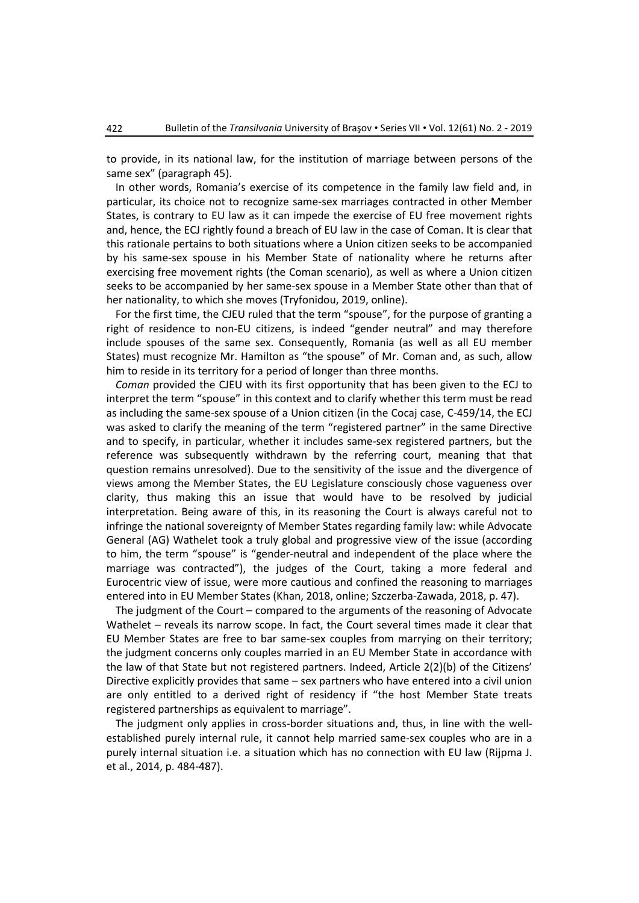to provide, in its national law, for the institution of marriage between persons of the same sex" (paragraph 45).

In other words, Romania's exercise of its competence in the family law field and, in particular, its choice not to recognize same-sex marriages contracted in other Member States, is contrary to EU law as it can impede the exercise of EU free movement rights and, hence, the ECJ rightly found a breach of EU law in the case of Coman. It is clear that this rationale pertains to both situations where a Union citizen seeks to be accompanied by his same-sex spouse in his Member State of nationality where he returns after exercising free movement rights (the Coman scenario), as well as where a Union citizen seeks to be accompanied by her same-sex spouse in a Member State other than that of her nationality, to which she moves (Tryfonidou, 2019, online).

For the first time, the CJEU ruled that the term "spouse", for the purpose of granting a right of residence to non-EU citizens, is indeed "gender neutral" and may therefore include spouses of the same sex. Consequently, Romania (as well as all EU member States) must recognize Mr. Hamilton as "the spouse" of Mr. Coman and, as such, allow him to reside in its territory for a period of longer than three months.

*Coman* provided the CJEU with its first opportunity that has been given to the ECJ to interpret the term "spouse" in this context and to clarify whether this term must be read as including the same-sex spouse of a Union citizen (in the Cocaj case, C-459/14, the ECJ was asked to clarify the meaning of the term "registered partner" in the same Directive and to specify, in particular, whether it includes same-sex registered partners, but the reference was subsequently withdrawn by the referring court, meaning that that question remains unresolved). Due to the sensitivity of the issue and the divergence of views among the Member States, the EU Legislature consciously chose vagueness over clarity, thus making this an issue that would have to be resolved by judicial interpretation. Being aware of this, in its reasoning the Court is always careful not to infringe the national sovereignty of Member States regarding family law: while Advocate General (AG) Wathelet took a truly global and progressive view of the issue (according to him, the term "spouse" is "gender-neutral and independent of the place where the marriage was contracted"), the judges of the Court, taking a more federal and Eurocentric view of issue, were more cautious and confined the reasoning to marriages entered into in EU Member States (Khan, 2018, online; Szczerba-Zawada, 2018, p. 47).

The judgment of the Court – compared to the arguments of the reasoning of Advocate Wathelet – reveals its narrow scope. In fact, the Court several times made it clear that EU Member States are free to bar same-sex couples from marrying on their territory; the judgment concerns only couples married in an EU Member State in accordance with the law of that State but not registered partners. Indeed, Article 2(2)(b) of the Citizens' Directive explicitly provides that same – sex partners who have entered into a civil union are only entitled to a derived right of residency if "the host Member State treats registered partnerships as equivalent to marriage".

The judgment only applies in cross-border situations and, thus, in line with the well-established purely internal rule, it cannot help married same-sex couples who are in a purely internal situation i.e. a situation which has no connection with EU law (Rijpma J. et al., 2014, p. 484-487).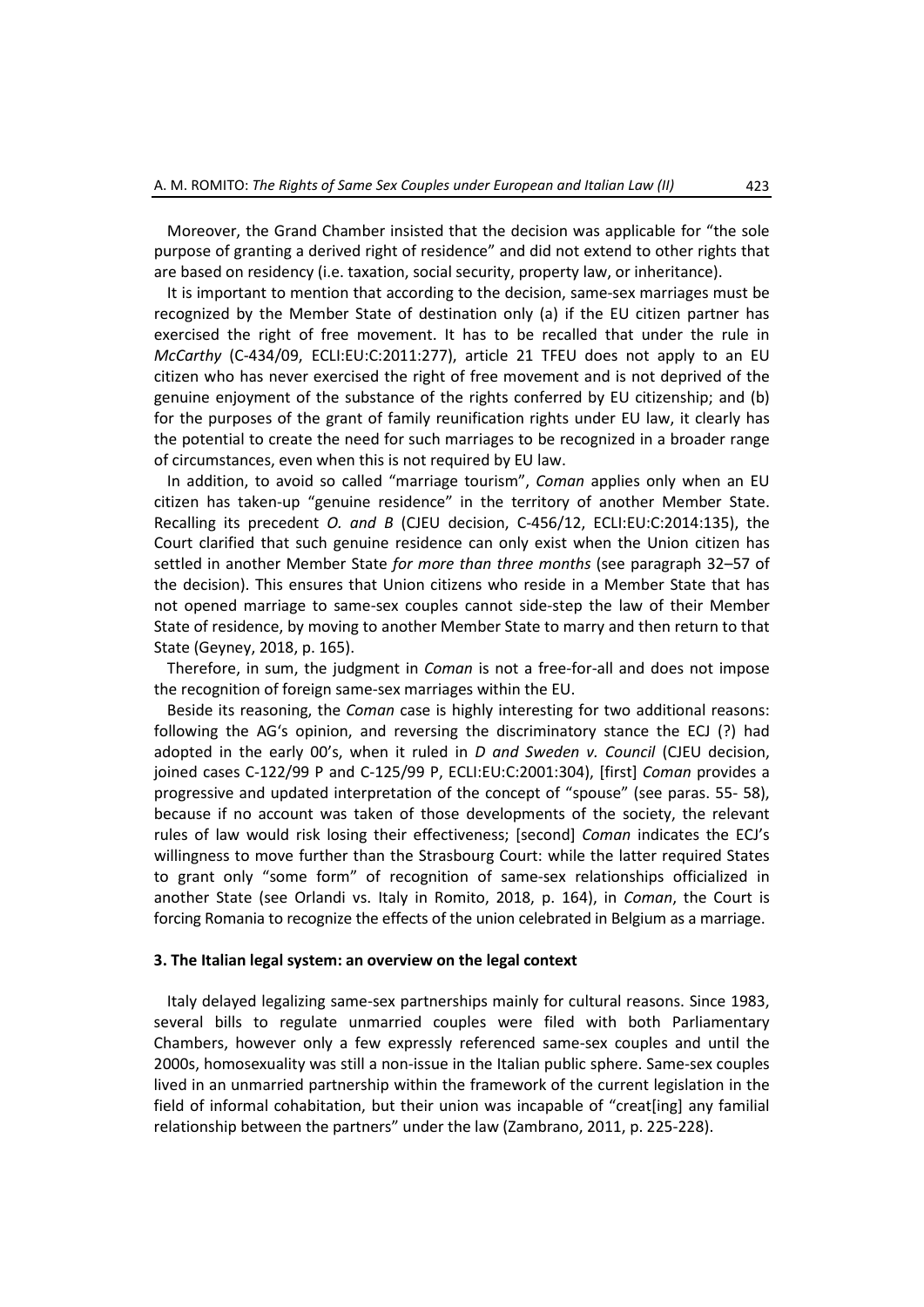Moreover, the Grand Chamber insisted that the decision was applicable for "the sole purpose of granting a derived right of residence" and did not extend to other rights that are based on residency (i.e. taxation, social security, property law, or inheritance).

It is important to mention that according to the decision, same-sex marriages must be recognized by the Member State of destination only (a) if the EU citizen partner has exercised the right of free movement. It has to be recalled that under the rule in *McCarthy* (C-434/09, ECLI:EU:C:2011:277), article 21 TFEU does not apply to an EU citizen who has never exercised the right of free movement and is not deprived of the genuine enjoyment of the substance of the rights conferred by EU citizenship; and (b) for the purposes of the grant of family reunification rights under EU law, it clearly has the potential to create the need for such marriages to be recognized in a broader range of circumstances, even when this is not required by EU law.

In addition, to avoid so called "marriage tourism", *Coman* applies only when an EU citizen has taken-up "genuine residence" in the territory of another Member State. Recalling its precedent *O. and B* (CJEU decision, C-456/12, ECLI:EU:C:2014:135), the Court clarified that such genuine residence can only exist when the Union citizen has settled in another Member State *for more than three months* (see paragraph 32–57 of the decision). This ensures that Union citizens who reside in a Member State that has not opened marriage to same-sex couples cannot side-step the law of their Member State of residence, by moving to another Member State to marry and then return to that State (Geyney, 2018, p. 165).

Therefore, in sum, the judgment in *Coman* is not a free-for-all and does not impose the recognition of foreign same-sex marriages within the EU.

Beside its reasoning, the *Coman* case is highly interesting for two additional reasons: following the AG's opinion, and reversing the discriminatory stance the ECJ (?) had adopted in the early 00's, when it ruled in *D and Sweden v. Council* (CJEU decision, joined cases C-122/99 P and C-125/99 P, ECLI:EU:C:2001:304), [first] *Coman* provides a progressive and updated interpretation of the concept of "spouse" (see paras. 55- 58), because if no account was taken of those developments of the society, the relevant rules of law would risk losing their effectiveness; [second] *Coman* indicates the ECJ's willingness to move further than the Strasbourg Court: while the latter required States to grant only "some form" of recognition of same-sex relationships officialized in another State (see Orlandi vs. Italy in Romito, 2018, p. 164), in *Coman*, the Court is forcing Romania to recognize the effects of the union celebrated in Belgium as a marriage.

## 3. The Italian legal system: an overview on the legal context

Italy delayed legalizing same-sex partnerships mainly for cultural reasons. Since 1983, several bills to regulate unmarried couples were filed with both Parliamentary Chambers, however only a few expressly referenced same-sex couples and until the 2000s, homosexuality was still a non-issue in the Italian public sphere. Same-sex couples lived in an unmarried partnership within the framework of the current legislation in the field of informal cohabitation, but their union was incapable of "creat[ing] any familial relationship between the partners" under the law (Zambrano, 2011, p. 225-228).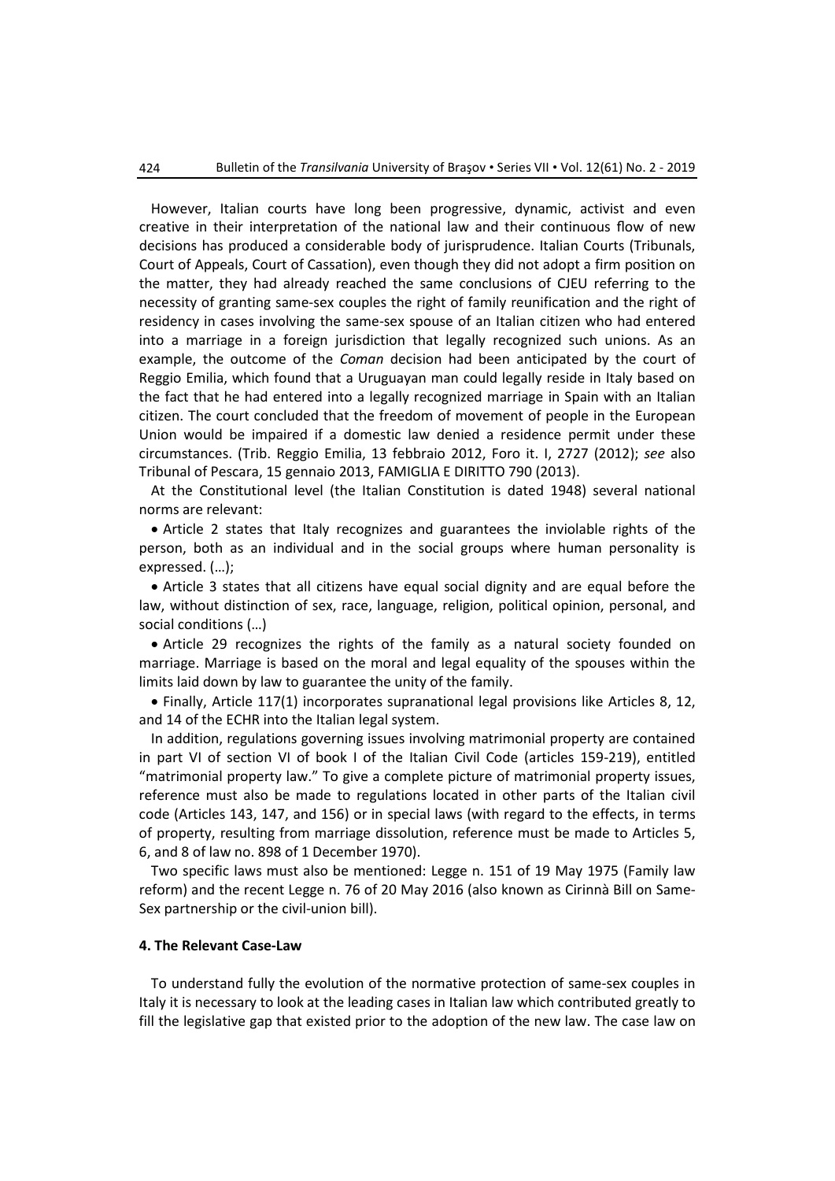However, Italian courts have long been progressive, dynamic, activist and even creative in their interpretation of the national law and their continuous flow of new decisions has produced a considerable body of jurisprudence. Italian Courts (Tribunals, Court of Appeals, Court of Cassation), even though they did not adopt a firm position on the matter, they had already reached the same conclusions of CJEU referring to the necessity of granting same-sex couples the right of family reunification and the right of residency in cases involving the same-sex spouse of an Italian citizen who had entered into a marriage in a foreign jurisdiction that legally recognized such unions. As an example, the outcome of the *Coman* decision had been anticipated by the court of Reggio Emilia, which found that a Uruguayan man could legally reside in Italy based on the fact that he had entered into a legally recognized marriage in Spain with an Italian citizen. The court concluded that the freedom of movement of people in the European Union would be impaired if a domestic law denied a residence permit under these circumstances. (Trib. Reggio Emilia, 13 febbraio 2012, Foro it. I, 2727 (2012); *see* also Tribunal of Pescara, 15 gennaio 2013, FAMIGLIA E DIRITTO 790 (2013).

At the Constitutional level (the Italian Constitution is dated 1948) several national norms are relevant:

- Article 2 states that Italy recognizes and guarantees the inviolable rights of the person, both as an individual and in the social groups where human personality is expressed. (…);
- Article 3 states that all citizens have equal social dignity and are equal before the law, without distinction of sex, race, language, religion, political opinion, personal, and social conditions (…)
- Article 29 recognizes the rights of the family as a natural society founded on marriage. Marriage is based on the moral and legal equality of the spouses within the limits laid down by law to guarantee the unity of the family.
- Finally, Article 117(1) incorporates supranational legal provisions like Articles 8, 12, and 14 of the ECHR into the Italian legal system.

In addition, regulations governing issues involving matrimonial property are contained in part VI of section VI of book I of the Italian Civil Code (articles 159-219), entitled "matrimonial property law." To give a complete picture of matrimonial property issues, reference must also be made to regulations located in other parts of the Italian civil code (Articles 143, 147, and 156) or in special laws (with regard to the effects, in terms of property, resulting from marriage dissolution, reference must be made to Articles 5, 6, and 8 of law no. 898 of 1 December 1970).

Two specific laws must also be mentioned: Legge n. 151 of 19 May 1975 (Family law reform) and the recent Legge n. 76 of 20 May 2016 (also known as Cirinnà Bill on Same-Sex partnership or the civil-union bill).

#### 4. The Relevant Case-Law

To understand fully the evolution of the normative protection of same-sex couples in Italy it is necessary to look at the leading cases in Italian law which contributed greatly to fill the legislative gap that existed prior to the adoption of the new law. The case law on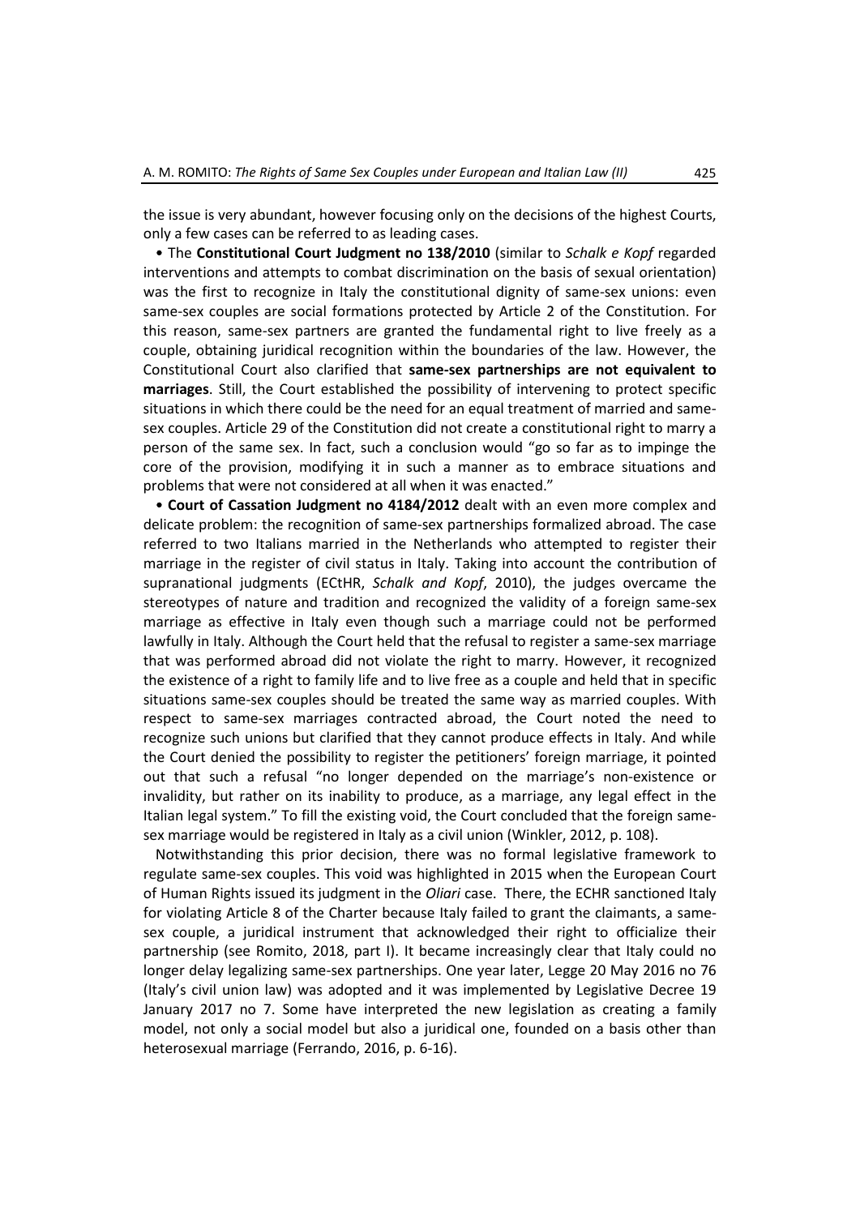the issue is very abundant, however focusing only on the decisions of the highest Courts, only a few cases can be referred to as leading cases.

• The **Constitutional Court Judgment no 138/2010** (similar to *Schalk e Kopf* regarded interventions and attempts to combat discrimination on the basis of sexual orientation) was the first to recognize in Italy the constitutional dignity of same-sex unions: even same-sex couples are social formations protected by Article 2 of the Constitution. For this reason, same-sex partners are granted the fundamental right to live freely as a couple, obtaining juridical recognition within the boundaries of the law. However, the Constitutional Court also clarified that **same-sex partnerships are not equivalent to marriages**. Still, the Court established the possibility of intervening to protect specific situations in which there could be the need for an equal treatment of married and same-sex couples. Article 29 of the Constitution did not create a constitutional right to marry a person of the same sex. In fact, such a conclusion would "go so far as to impinge the core of the provision, modifying it in such a manner as to embrace situations and problems that were not considered at all when it was enacted."

• **Court of Cassation Judgment no 4184/2012** dealt with an even more complex and delicate problem: the recognition of same-sex partnerships formalized abroad. The case referred to two Italians married in the Netherlands who attempted to register their marriage in the register of civil status in Italy. Taking into account the contribution of supranational judgments (ECtHR, *Schalk and Kopf*, 2010), the judges overcame the stereotypes of nature and tradition and recognized the validity of a foreign same-sex marriage as effective in Italy even though such a marriage could not be performed lawfully in Italy. Although the Court held that the refusal to register a same-sex marriage that was performed abroad did not violate the right to marry. However, it recognized the existence of a right to family life and to live free as a couple and held that in specific situations same-sex couples should be treated the same way as married couples. With respect to same-sex marriages contracted abroad, the Court noted the need to recognize such unions but clarified that they cannot produce effects in Italy. And while the Court denied the possibility to register the petitioners' foreign marriage, it pointed out that such a refusal "no longer depended on the marriage's non-existence or invalidity, but rather on its inability to produce, as a marriage, any legal effect in the Italian legal system." To fill the existing void, the Court concluded that the foreign same-sex marriage would be registered in Italy as a civil union (Winkler, 2012, p. 108).

Notwithstanding this prior decision, there was no formal legislative framework to regulate same-sex couples. This void was highlighted in 2015 when the European Court of Human Rights issued its judgment in the *Oliari* case. There, the ECHR sanctioned Italy for violating Article 8 of the Charter because Italy failed to grant the claimants, a same-sex couple, a juridical instrument that acknowledged their right to officialize their partnership (see Romito, 2018, part I). It became increasingly clear that Italy could no longer delay legalizing same-sex partnerships. One year later, Legge 20 May 2016 no 76 (Italy's civil union law) was adopted and it was implemented by Legislative Decree 19 January 2017 no 7. Some have interpreted the new legislation as creating a family model, not only a social model but also a juridical one, founded on a basis other than heterosexual marriage (Ferrando, 2016, p. 6-16).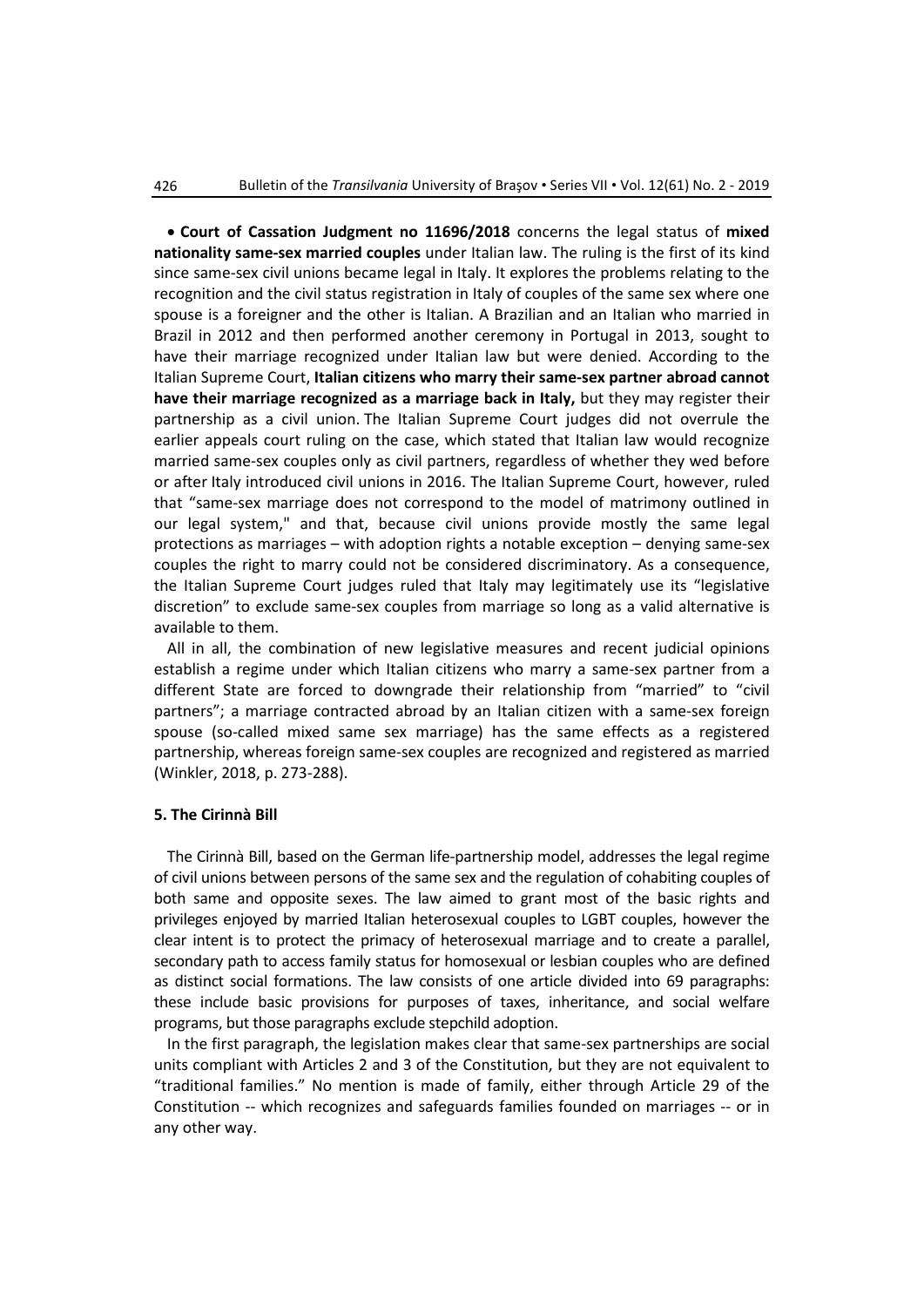- **Court of Cassation Judgment no 11696/2018** concerns the legal status of **mixed nationality same-sex married couples** under Italian law. The ruling is the first of its kind since same-sex civil unions became legal in Italy. It explores the problems relating to the recognition and the civil status registration in Italy of couples of the same sex where one spouse is a foreigner and the other is Italian. A Brazilian and an Italian who married in Brazil in 2012 and then performed another ceremony in Portugal in 2013, sought to have their marriage recognized under Italian law but were denied. According to the Italian Supreme Court, **Italian citizens who marry their same-sex partner abroad cannot have their marriage recognized as a marriage back in Italy,** but they may register their partnership as a civil union. The Italian Supreme Court judges did not overrule the earlier appeals court ruling on the case, which stated that Italian law would recognize married same-sex couples only as civil partners, regardless of whether they wed before or after Italy introduced civil unions in 2016. The Italian Supreme Court, however, ruled that "same-sex marriage does not correspond to the model of matrimony outlined in our legal system," and that, because civil unions provide mostly the same legal protections as marriages – with adoption rights a notable exception – denying same-sex couples the right to marry could not be considered discriminatory. As a consequence, the Italian Supreme Court judges ruled that Italy may legitimately use its "legislative discretion" to exclude same-sex couples from marriage so long as a valid alternative is available to them.

All in all, the combination of new legislative measures and recent judicial opinions establish a regime under which Italian citizens who marry a same-sex partner from a different State are forced to downgrade their relationship from "married" to "civil partners"; a marriage contracted abroad by an Italian citizen with a same-sex foreign spouse (so-called mixed same sex marriage) has the same effects as a registered partnership, whereas foreign same-sex couples are recognized and registered as married (Winkler, 2018, p. 273-288).

### 5. The Cirinnà Bill

The Cirinnà Bill, based on the German life-partnership model, addresses the legal regime of civil unions between persons of the same sex and the regulation of cohabiting couples of both same and opposite sexes. The law aimed to grant most of the basic rights and privileges enjoyed by married Italian heterosexual couples to LGBT couples, however the clear intent is to protect the primacy of heterosexual marriage and to create a parallel, secondary path to access family status for homosexual or lesbian couples who are defined as distinct social formations. The law consists of one article divided into 69 paragraphs: these include basic provisions for purposes of taxes, inheritance, and social welfare programs, but those paragraphs exclude stepchild adoption.

In the first paragraph, the legislation makes clear that same-sex partnerships are social units compliant with Articles 2 and 3 of the Constitution, but they are not equivalent to "traditional families." No mention is made of family, either through Article 29 of the Constitution -- which recognizes and safeguards families founded on marriages -- or in any other way.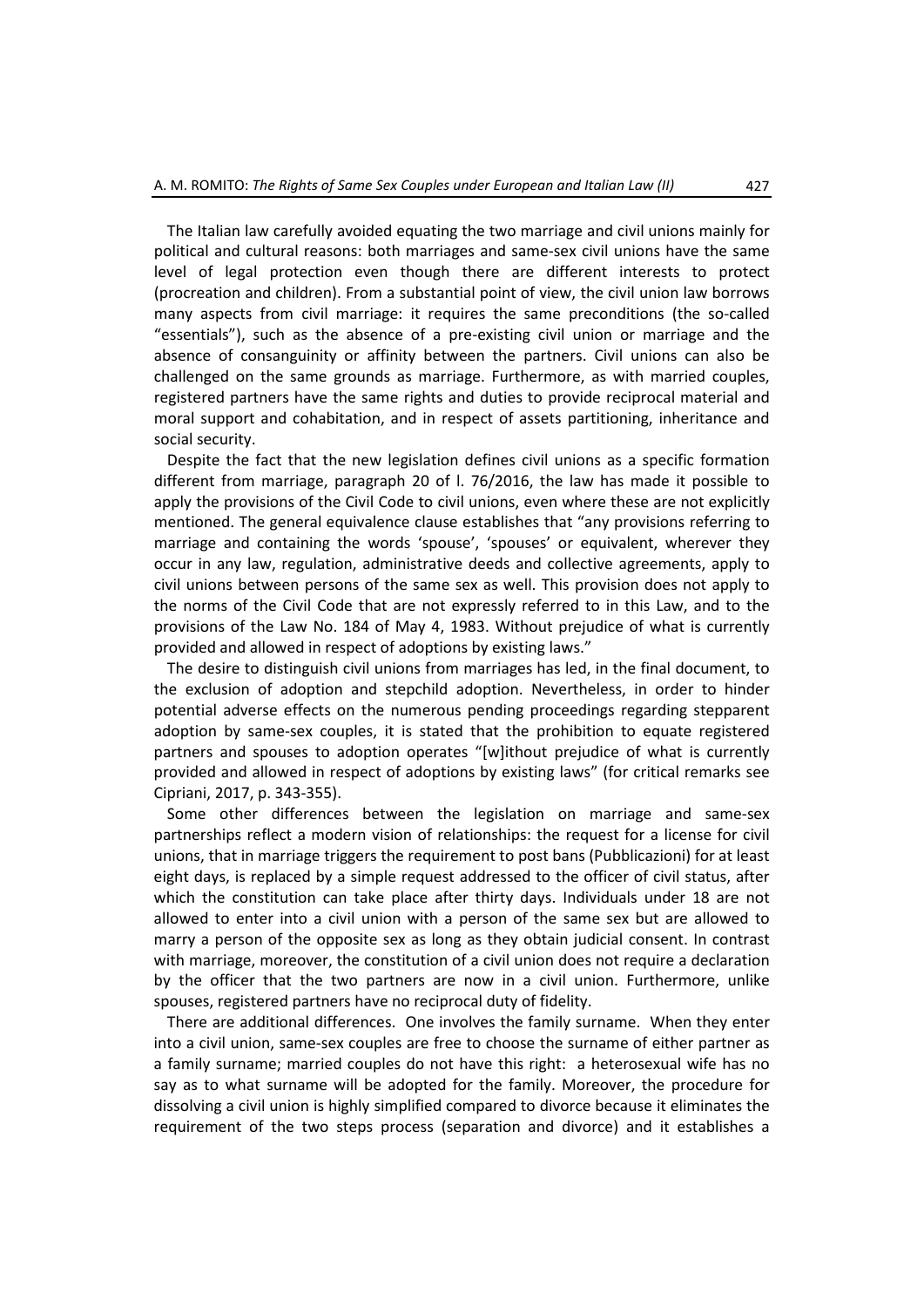The Italian law carefully avoided equating the two marriage and civil unions mainly for political and cultural reasons: both marriages and same-sex civil unions have the same level of legal protection even though there are different interests to protect (procreation and children). From a substantial point of view, the civil union law borrows many aspects from civil marriage: it requires the same preconditions (the so-called "essentials"), such as the absence of a pre-existing civil union or marriage and the absence of consanguinity or affinity between the partners. Civil unions can also be challenged on the same grounds as marriage. Furthermore, as with married couples, registered partners have the same rights and duties to provide reciprocal material and moral support and cohabitation, and in respect of assets partitioning, inheritance and social security.

Despite the fact that the new legislation defines civil unions as a specific formation different from marriage, paragraph 20 of l. 76/2016, the law has made it possible to apply the provisions of the Civil Code to civil unions, even where these are not explicitly mentioned. The general equivalence clause establishes that "any provisions referring to marriage and containing the words 'spouse', 'spouses' or equivalent, wherever they occur in any law, regulation, administrative deeds and collective agreements, apply to civil unions between persons of the same sex as well. This provision does not apply to the norms of the Civil Code that are not expressly referred to in this Law, and to the provisions of the Law No. 184 of May 4, 1983. Without prejudice of what is currently provided and allowed in respect of adoptions by existing laws."

The desire to distinguish civil unions from marriages has led, in the final document, to the exclusion of adoption and stepchild adoption. Nevertheless, in order to hinder potential adverse effects on the numerous pending proceedings regarding stepparent adoption by same-sex couples, it is stated that the prohibition to equate registered partners and spouses to adoption operates "[w]ithout prejudice of what is currently provided and allowed in respect of adoptions by existing laws" (for critical remarks see Cipriani, 2017, p. 343-355).

Some other differences between the legislation on marriage and same-sex partnerships reflect a modern vision of relationships: the request for a license for civil unions, that in marriage triggers the requirement to post bans (Pubblicazioni) for at least eight days, is replaced by a simple request addressed to the officer of civil status, after which the constitution can take place after thirty days. Individuals under 18 are not allowed to enter into a civil union with a person of the same sex but are allowed to marry a person of the opposite sex as long as they obtain judicial consent. In contrast with marriage, moreover, the constitution of a civil union does not require a declaration by the officer that the two partners are now in a civil union. Furthermore, unlike spouses, registered partners have no reciprocal duty of fidelity.

There are additional differences. One involves the family surname. When they enter into a civil union, same-sex couples are free to choose the surname of either partner as a family surname; married couples do not have this right: a heterosexual wife has no say as to what surname will be adopted for the family. Moreover, the procedure for dissolving a civil union is highly simplified compared to divorce because it eliminates the requirement of the two steps process (separation and divorce) and it establishes a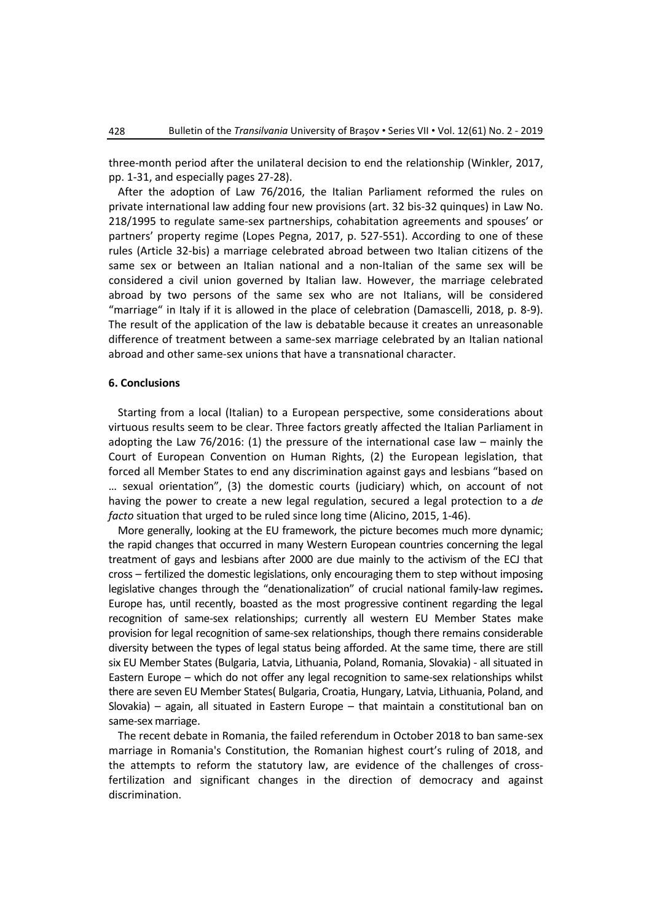three-month period after the unilateral decision to end the relationship (Winkler, 2017, pp. 1-31, and especially pages 27-28).

After the adoption of Law 76/2016, the Italian Parliament reformed the rules on private international law adding four new provisions (art. 32 bis-32 quinques) in Law No. 218/1995 to regulate same-sex partnerships, cohabitation agreements and spouses' or partners' property regime (Lopes Pegna, 2017, p. 527-551). According to one of these rules (Article 32-bis) a marriage celebrated abroad between two Italian citizens of the same sex or between an Italian national and a non-Italian of the same sex will be considered a civil union governed by Italian law. However, the marriage celebrated abroad by two persons of the same sex who are not Italians, will be considered "marriage" in Italy if it is allowed in the place of celebration (Damascelli, 2018, p. 8-9). The result of the application of the law is debatable because it creates an unreasonable difference of treatment between a same-sex marriage celebrated by an Italian national abroad and other same-sex unions that have a transnational character.

## 6. Conclusions

Starting from a local (Italian) to a European perspective, some considerations about virtuous results seem to be clear. Three factors greatly affected the Italian Parliament in adopting the Law 76/2016: (1) the pressure of the international case law – mainly the Court of European Convention on Human Rights, (2) the European legislation, that forced all Member States to end any discrimination against gays and lesbians "based on … sexual orientation", (3) the domestic courts (judiciary) which, on account of not having the power to create a new legal regulation, secured a legal protection to a *de facto* situation that urged to be ruled since long time (Alicino, 2015, 1-46).

More generally, looking at the EU framework, the picture becomes much more dynamic; the rapid changes that occurred in many Western European countries concerning the legal treatment of gays and lesbians after 2000 are due mainly to the activism of the ECJ that cross – fertilized the domestic legislations, only encouraging them to step without imposing legislative changes through the "denationalization" of crucial national family-law regimes**.** Europe has, until recently, boasted as the most progressive continent regarding the legal recognition of same-sex relationships; currently all western EU Member States make provision for legal recognition of same-sex relationships, though there remains considerable diversity between the types of legal status being afforded. At the same time, there are still six EU Member States (Bulgaria, Latvia, Lithuania, Poland, Romania, Slovakia) - all situated in Eastern Europe – which do not offer any legal recognition to same-sex relationships whilst there are seven EU Member States( Bulgaria, Croatia, Hungary, Latvia, Lithuania, Poland, and Slovakia) – again, all situated in Eastern Europe – that maintain a constitutional ban on same-sex marriage.

The recent debate in Romania, the failed referendum in October 2018 to ban same-sex marriage in Romania's Constitution, the Romanian highest court's ruling of 2018, and the attempts to reform the statutory law, are evidence of the challenges of cross-fertilization and significant changes in the direction of democracy and against discrimination.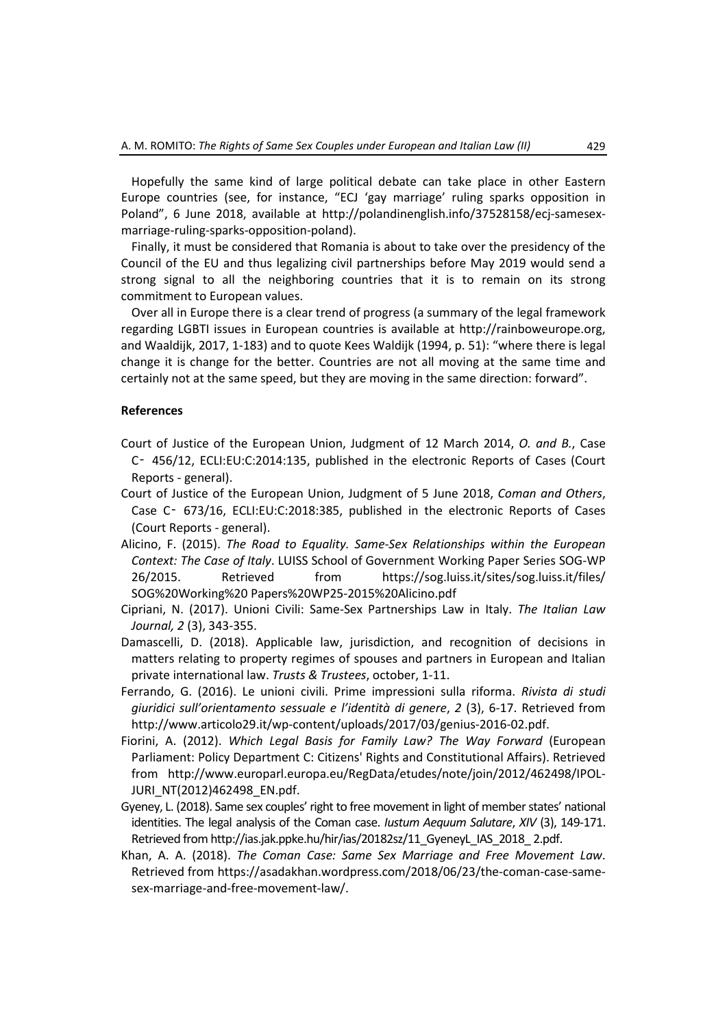Hopefully the same kind of large political debate can take place in other Eastern Europe countries (see, for instance, "ECJ 'gay marriage' ruling sparks opposition in Poland", 6 June 2018, available at http://polandinenglish.info/37528158/ecj-samesex-marriage-ruling-sparks-opposition-poland).

Finally, it must be considered that Romania is about to take over the presidency of the Council of the EU and thus legalizing civil partnerships before May 2019 would send a strong signal to all the neighboring countries that it is to remain on its strong commitment to European values.

Over all in Europe there is a clear trend of progress (a summary of the legal framework regarding LGBTI issues in European countries is available at http://rainboweurope.org, and Waaldijk, 2017, 1-183) and to quote Kees Waldijk (1994, p. 51): "where there is legal change it is change for the better. Countries are not all moving at the same time and certainly not at the same speed, but they are moving in the same direction: forward".

## References

Court of Justice of the European Union, Judgment of 12 March 2014, *O. and B.*, Case C‑ 456/12, ECLI:EU:C:2014:135, published in the electronic Reports of Cases (Court Reports - general).

Court of Justice of the European Union, Judgment of 5 June 2018, *Coman and Others*, Case C‑ 673/16, ECLI:EU:C:2018:385, published in the electronic Reports of Cases (Court Reports - general).

Alicino, F. (2015). *The Road to Equality. Same-Sex Relationships within the European Context: The Case of Italy*. LUISS School of Government Working Paper Series SOG-WP 26/2015. Retrieved from https://sog.luiss.it/sites/sog.luiss.it/files/SOG%20Working%20 Papers%20WP25-2015%20Alicino.pdf

Cipriani, N. (2017). Unioni Civili: Same-Sex Partnerships Law in Italy. *The Italian Law Journal, 2* (3), 343-355.

Damascelli, D. (2018). Applicable law, jurisdiction, and recognition of decisions in matters relating to property regimes of spouses and partners in European and Italian private international law. *Trusts & Trustees*, october, 1-11.

Ferrando, G. (2016). Le unioni civili. Prime impressioni sulla riforma. *Rivista di studi giuridici sull'orientamento sessuale e l'identità di genere*, *2* (3), 6-17. Retrieved from http://www.articolo29.it/wp-content/uploads/2017/03/genius-2016-02.pdf.

Fiorini, A. (2012). *Which Legal Basis for Family Law? The Way Forward* (European Parliament: Policy Department C: Citizens' Rights and Constitutional Affairs). Retrieved from http://www.europarl.europa.eu/RegData/etudes/note/join/2012/462498/IPOL-JURI_NT(2012)462498_EN.pdf.

Gyeney, L. (2018). Same sex couples' right to free movement in light of member states' national identities. The legal analysis of the Coman case. *Iustum Aequum Salutare*, *XIV* (3), 149-171. Retrieved from http://ias.jak.ppke.hu/hir/ias/20182sz/11_GyeneyL_IAS_2018_ 2.pdf.

Khan, A. A. (2018). *The Coman Case: Same Sex Marriage and Free Movement Law*. Retrieved from https://asadakhan.wordpress.com/2018/06/23/the-coman-case-same-sex-marriage-and-free-movement-law/.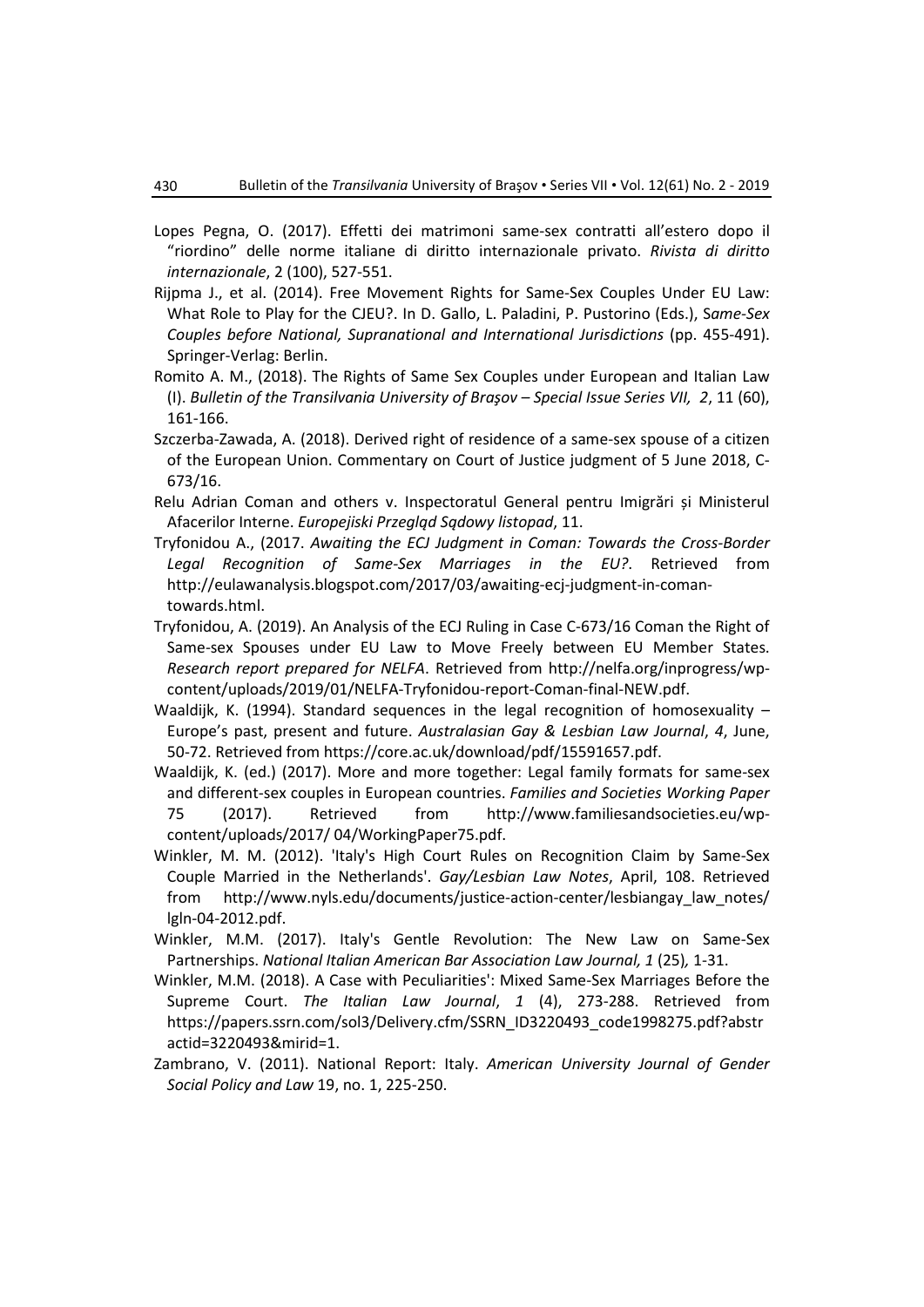Lopes Pegna, O. (2017). Effetti dei matrimoni same-sex contratti all'estero dopo il "riordino" delle norme italiane di diritto internazionale privato. *Rivista di diritto internazionale*, 2 (100), 527-551.

Rijpma J., et al. (2014). Free Movement Rights for Same-Sex Couples Under EU Law: What Role to Play for the CJEU?. In D. Gallo, L. Paladini, P. Pustorino (Eds.), S*ame-Sex Couples before National, Supranational and International Jurisdictions* (pp. 455-491). Springer-Verlag: Berlin.

Romito A. M., (2018). The Rights of Same Sex Couples under European and Italian Law (I). *Bulletin of the Transilvania University of Braşov – Special Issue Series VII, 2*, 11 (60), 161-166.

Szczerba-Zawada, A. (2018). Derived right of residence of a same-sex spouse of a citizen of the European Union. Commentary on Court of Justice judgment of 5 June 2018, C-673/16.

Relu Adrian Coman and others v. Inspectoratul General pentru Imigrări și Ministerul Afacerilor Interne. *Europejiski Przegląd Sądowy listopad*, 11.

Tryfonidou A., (2017. *Awaiting the ECJ Judgment in Coman: Towards the Cross-Border Legal Recognition of Same-Sex Marriages in the EU?*. Retrieved from http://eulawanalysis.blogspot.com/2017/03/awaiting-ecj-judgment-in-coman-towards.html.

Tryfonidou, A. (2019). An Analysis of the ECJ Ruling in Case C-673/16 Coman the Right of Same-sex Spouses under EU Law to Move Freely between EU Member States. *Research report prepared for NELFA*. Retrieved from http://nelfa.org/inprogress/wp-content/uploads/2019/01/NELFA-Tryfonidou-report-Coman-final-NEW.pdf.

Waaldijk, K. (1994). Standard sequences in the legal recognition of homosexuality – Europe's past, present and future. *Australasian Gay & Lesbian Law Journal*, *4*, June, 50-72. Retrieved from https://core.ac.uk/download/pdf/15591657.pdf.

Waaldijk, K. (ed.) (2017). More and more together: Legal family formats for same-sex and different-sex couples in European countries. *Families and Societies Working Paper* 75 (2017). Retrieved from http://www.familiesandsocieties.eu/wp-content/uploads/2017/ 04/WorkingPaper75.pdf.

Winkler, M. M. (2012). 'Italy's High Court Rules on Recognition Claim by Same-Sex Couple Married in the Netherlands'. *Gay/Lesbian Law Notes*, April, 108. Retrieved from http://www.nyls.edu/documents/justice-action-center/lesbiangay_law_notes/ lgln-04-2012.pdf.

Winkler, M.M. (2017). Italy's Gentle Revolution: The New Law on Same-Sex Partnerships. *National Italian American Bar Association Law Journal, 1* (25)*,* 1-31.

Winkler, M.M. (2018). A Case with Peculiarities': Mixed Same-Sex Marriages Before the Supreme Court. *The Italian Law Journal*, *1* (4), 273-288. Retrieved from https://papers.ssrn.com/sol3/Delivery.cfm/SSRN_ID3220493_code1998275.pdf?abstractid=3220493&mirid=1.

Zambrano, V. (2011). National Report: Italy. *American University Journal of Gender Social Policy and Law* 19, no. 1, 225-250.